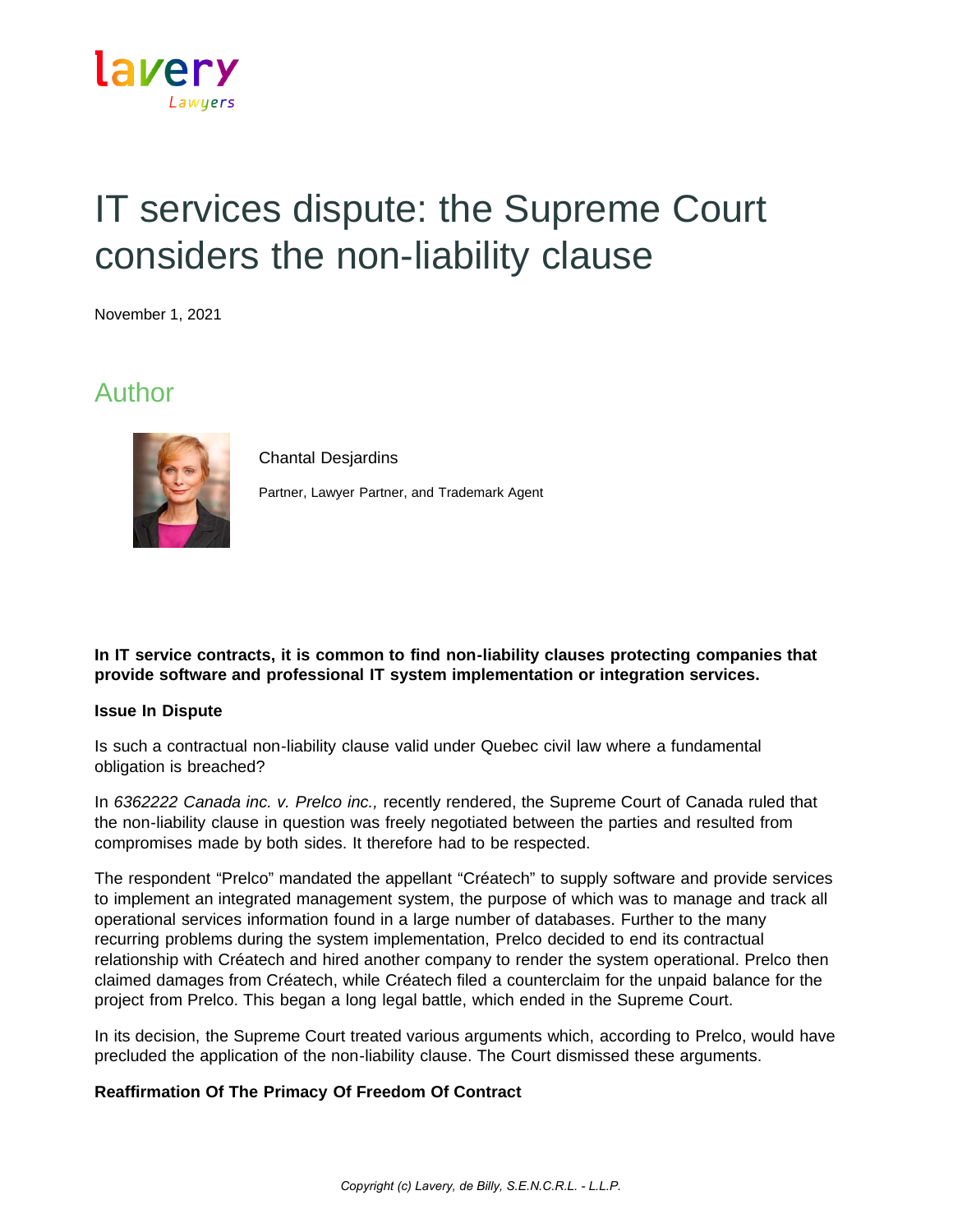# IT services dispute: the Supreme Court considers the non-liability clause

November 1, 2021

## Author

Chantal Desjardins

Partner, Lawyer Partner, and Trademark Agent

**In IT service contracts, it is common to find non-liability clauses protecting companies that provide software and professional IT system implementation or integration services.**

**Issue In Dispute**

Is such a contractual non-liability clause valid under Quebec civil law where a fundamental obligation is breached?

In *6362222 Canada inc. v. Prelco inc.,* recently rendered, the Supreme Court of Canada ruled that the non-liability clause in question was freely negotiated between the parties and resulted from compromises made by both sides. It therefore had to be respected.

The respondent "Prelco" mandated the appellant "Créatech" to supply software and provide services to implement an integrated management system, the purpose of which was to manage and track all operational services information found in a large number of databases. Further to the many recurring problems during the system implementation, Prelco decided to end its contractual relationship with Créatech and hired another company to render the system operational. Prelco then claimed damages from Créatech, while Créatech filed a counterclaim for the unpaid balance for the project from Prelco. This began a long legal battle, which ended in the Supreme Court.

In its decision, the Supreme Court treated various arguments which, according to Prelco, would have precluded the application of the non-liability clause. The Court dismissed these arguments.

**Reaffirmation Of The Primacy Of Freedom Of Contract**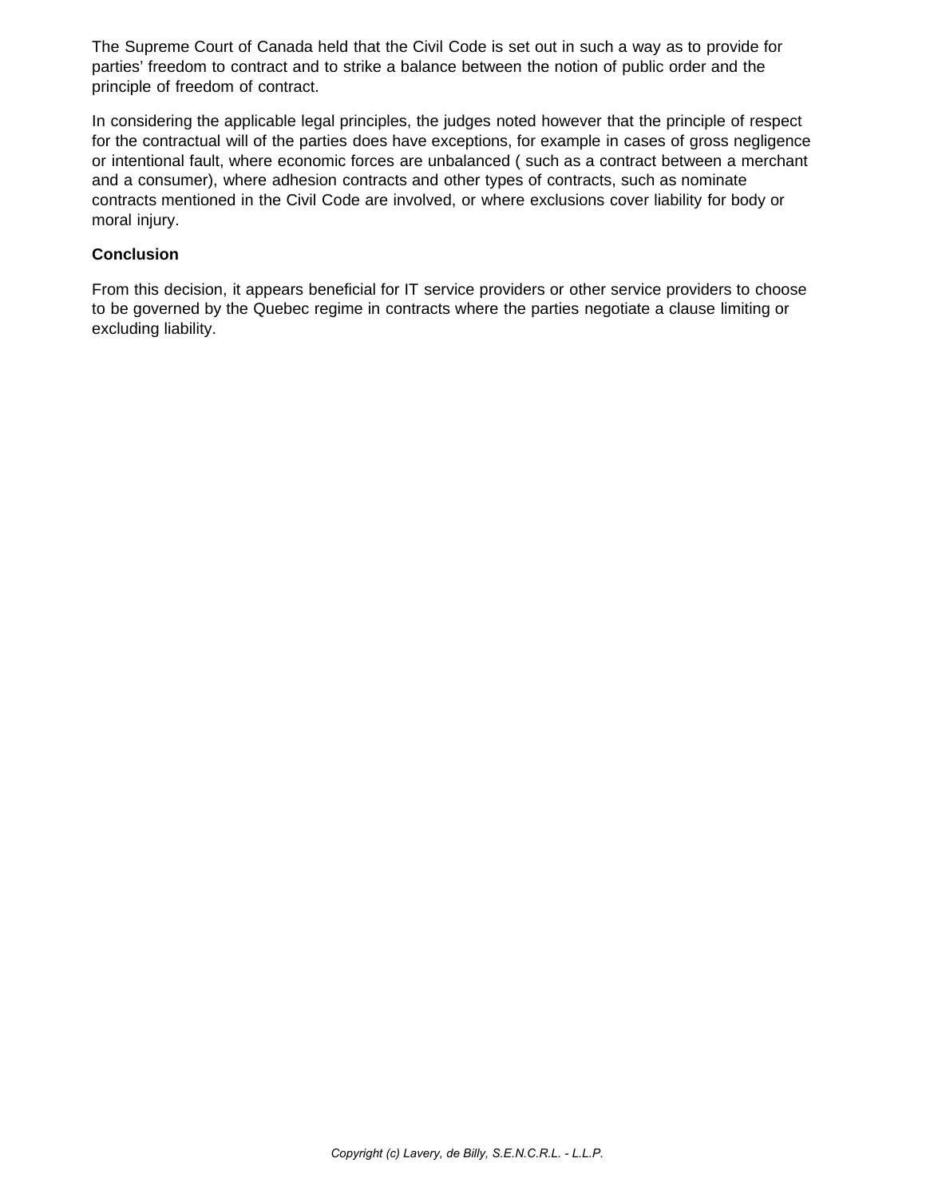The Supreme Court of Canada held that the Civil Code is set out in such a way as to provide for parties' freedom to contract and to strike a balance between the notion of public order and the principle of freedom of contract.

In considering the applicable legal principles, the judges noted however that the principle of respect for the contractual will of the parties does have exceptions, for example in cases of gross negligence or intentional fault, where economic forces are unbalanced ( such as a contract between a merchant and a consumer), where adhesion contracts and other types of contracts, such as nominate contracts mentioned in the Civil Code are involved, or where exclusions cover liability for body or moral injury.

**Conclusion**

From this decision, it appears beneficial for IT service providers or other service providers to choose to be governed by the Quebec regime in contracts where the parties negotiate a clause limiting or excluding liability.

*Copyright (c) Lavery, de Billy, S.E.N.C.R.L. - L.L.P.*